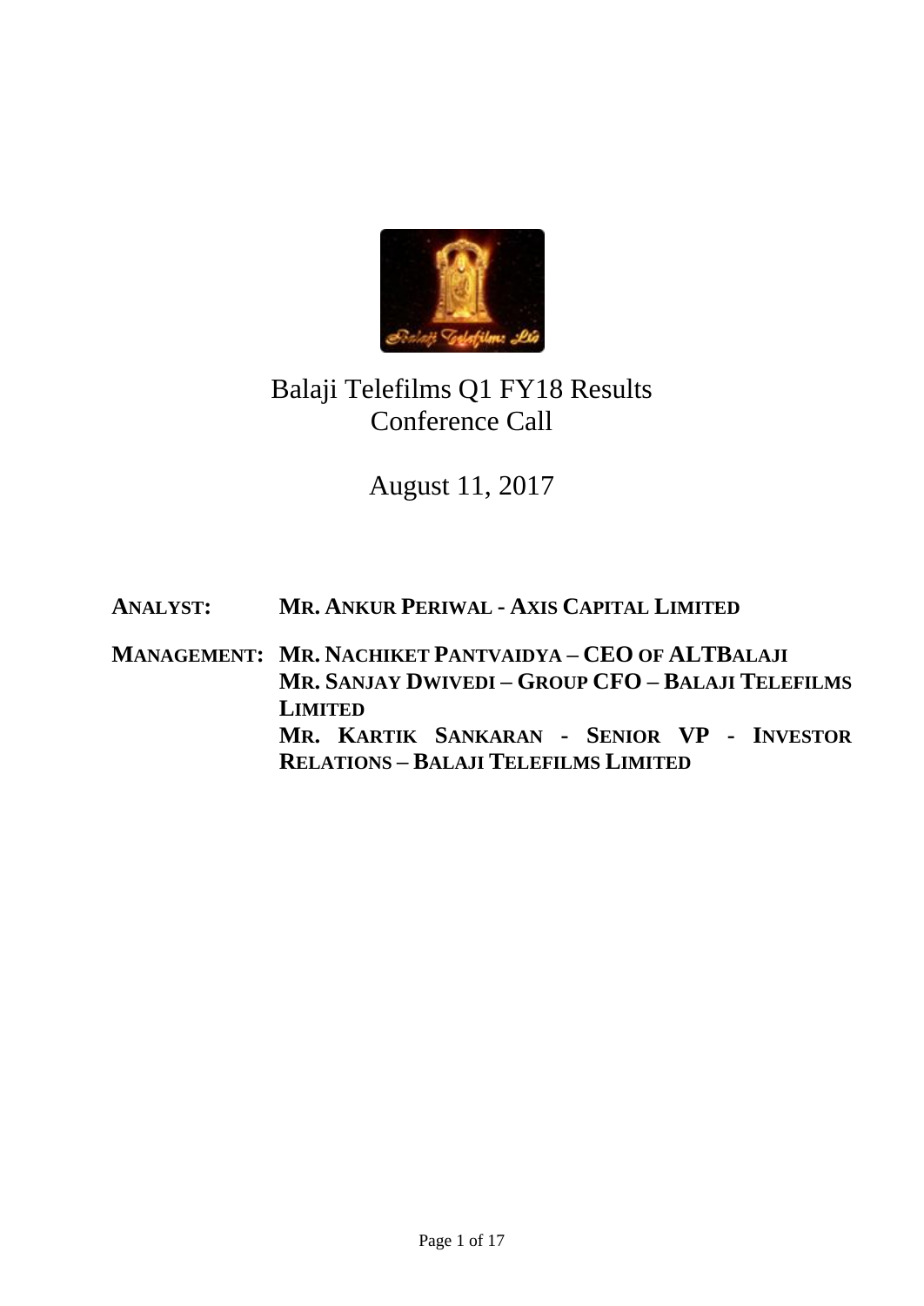# Balaji Telefilms Q1 FY18 Results Conference Call

## August 11, 2017

**ANALYST:** **MR. ANKUR PERIWAL - AXIS CAPITAL LIMITED**

**MANAGEMENT:** **MR. NACHIKET PANTVAIDYA – CEO OF ALTBALAJI**
**MR. SANJAY DWIVEDI – GROUP CFO – BALAJI TELEFILMS LIMITED**
**MR. KARTIK SANKARAN - SENIOR VP - INVESTOR RELATIONS – BALAJI TELEFILMS LIMITED**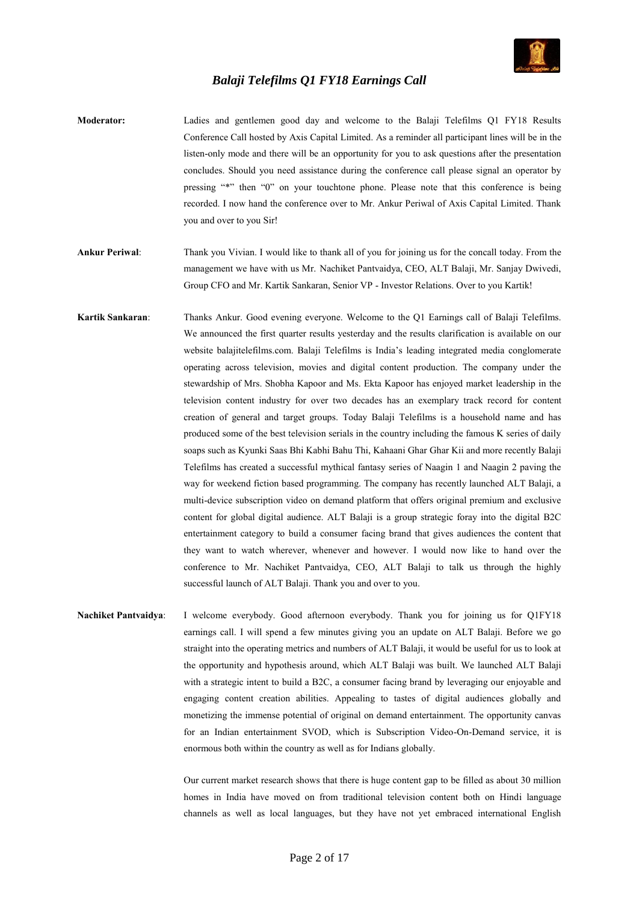# Balaji Telefilms Q1 FY18 Earnings Call

**Moderator:** Ladies and gentlemen good day and welcome to the Balaji Telefilms Q1 FY18 Results Conference Call hosted by Axis Capital Limited. As a reminder all participant lines will be in the listen-only mode and there will be an opportunity for you to ask questions after the presentation concludes. Should you need assistance during the conference call please signal an operator by pressing "*" then "0" on your touchtone phone. Please note that this conference is being recorded. I now hand the conference over to Mr. Ankur Periwal of Axis Capital Limited. Thank you and over to you Sir!

**Ankur Periwal**: Thank you Vivian. I would like to thank all of you for joining us for the concall today. From the management we have with us Mr. Nachiket Pantvaidya, CEO, ALT Balaji, Mr. Sanjay Dwivedi, Group CFO and Mr. Kartik Sankaran, Senior VP - Investor Relations. Over to you Kartik!

**Kartik Sankaran**: Thanks Ankur. Good evening everyone. Welcome to the Q1 Earnings call of Balaji Telefilms. We announced the first quarter results yesterday and the results clarification is available on our website balajitelefilms.com. Balaji Telefilms is India's leading integrated media conglomerate operating across television, movies and digital content production. The company under the stewardship of Mrs. Shobha Kapoor and Ms. Ekta Kapoor has enjoyed market leadership in the television content industry for over two decades has an exemplary track record for content creation of general and target groups. Today Balaji Telefilms is a household name and has produced some of the best television serials in the country including the famous K series of daily soaps such as Kyunki Saas Bhi Kabhi Bahu Thi, Kahaani Ghar Ghar Kii and more recently Balaji Telefilms has created a successful mythical fantasy series of Naagin 1 and Naagin 2 paving the way for weekend fiction based programming. The company has recently launched ALT Balaji, a multi-device subscription video on demand platform that offers original premium and exclusive content for global digital audience. ALT Balaji is a group strategic foray into the digital B2C entertainment category to build a consumer facing brand that gives audiences the content that they want to watch wherever, whenever and however. I would now like to hand over the conference to Mr. Nachiket Pantvaidya, CEO, ALT Balaji to talk us through the highly successful launch of ALT Balaji. Thank you and over to you.

**Nachiket Pantvaidya**: I welcome everybody. Good afternoon everybody. Thank you for joining us for Q1FY18 earnings call. I will spend a few minutes giving you an update on ALT Balaji. Before we go straight into the operating metrics and numbers of ALT Balaji, it would be useful for us to look at the opportunity and hypothesis around, which ALT Balaji was built. We launched ALT Balaji with a strategic intent to build a B2C, a consumer facing brand by leveraging our enjoyable and engaging content creation abilities. Appealing to tastes of digital audiences globally and monetizing the immense potential of original on demand entertainment. The opportunity canvas for an Indian entertainment SVOD, which is Subscription Video-On-Demand service, it is enormous both within the country as well as for Indians globally.

Our current market research shows that there is huge content gap to be filled as about 30 million homes in India have moved on from traditional television content both on Hindi language channels as well as local languages, but they have not yet embraced international English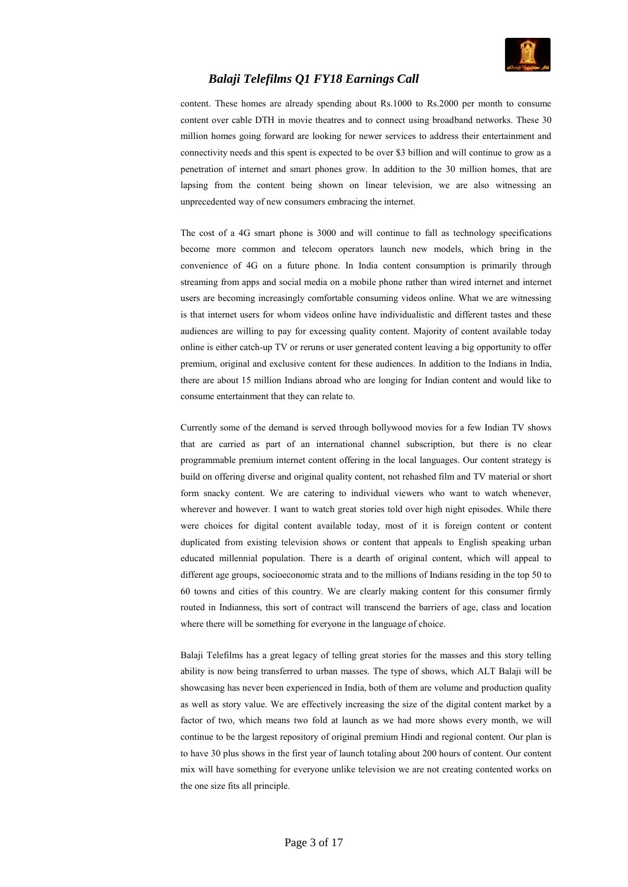content. These homes are already spending about Rs.1000 to Rs.2000 per month to consume content over cable DTH in movie theatres and to connect using broadband networks. These 30 million homes going forward are looking for newer services to address their entertainment and connectivity needs and this spent is expected to be over \$3 billion and will continue to grow as a penetration of internet and smart phones grow. In addition to the 30 million homes, that are lapsing from the content being shown on linear television, we are also witnessing an unprecedented way of new consumers embracing the internet.

The cost of a 4G smart phone is 3000 and will continue to fall as technology specifications become more common and telecom operators launch new models, which bring in the convenience of 4G on a future phone. In India content consumption is primarily through streaming from apps and social media on a mobile phone rather than wired internet and internet users are becoming increasingly comfortable consuming videos online. What we are witnessing is that internet users for whom videos online have individualistic and different tastes and these audiences are willing to pay for excessing quality content. Majority of content available today online is either catch-up TV or reruns or user generated content leaving a big opportunity to offer premium, original and exclusive content for these audiences. In addition to the Indians in India, there are about 15 million Indians abroad who are longing for Indian content and would like to consume entertainment that they can relate to.

Currently some of the demand is served through bollywood movies for a few Indian TV shows that are carried as part of an international channel subscription, but there is no clear programmable premium internet content offering in the local languages. Our content strategy is build on offering diverse and original quality content, not rehashed film and TV material or short form snacky content. We are catering to individual viewers who want to watch whenever, wherever and however. I want to watch great stories told over high night episodes. While there were choices for digital content available today, most of it is foreign content or content duplicated from existing television shows or content that appeals to English speaking urban educated millennial population. There is a dearth of original content, which will appeal to different age groups, socioeconomic strata and to the millions of Indians residing in the top 50 to 60 towns and cities of this country. We are clearly making content for this consumer firmly routed in Indianness, this sort of contract will transcend the barriers of age, class and location where there will be something for everyone in the language of choice.

Balaji Telefilms has a great legacy of telling great stories for the masses and this story telling ability is now being transferred to urban masses. The type of shows, which ALT Balaji will be showcasing has never been experienced in India, both of them are volume and production quality as well as story value. We are effectively increasing the size of the digital content market by a factor of two, which means two fold at launch as we had more shows every month, we will continue to be the largest repository of original premium Hindi and regional content. Our plan is to have 30 plus shows in the first year of launch totaling about 200 hours of content. Our content mix will have something for everyone unlike television we are not creating contented works on the one size fits all principle.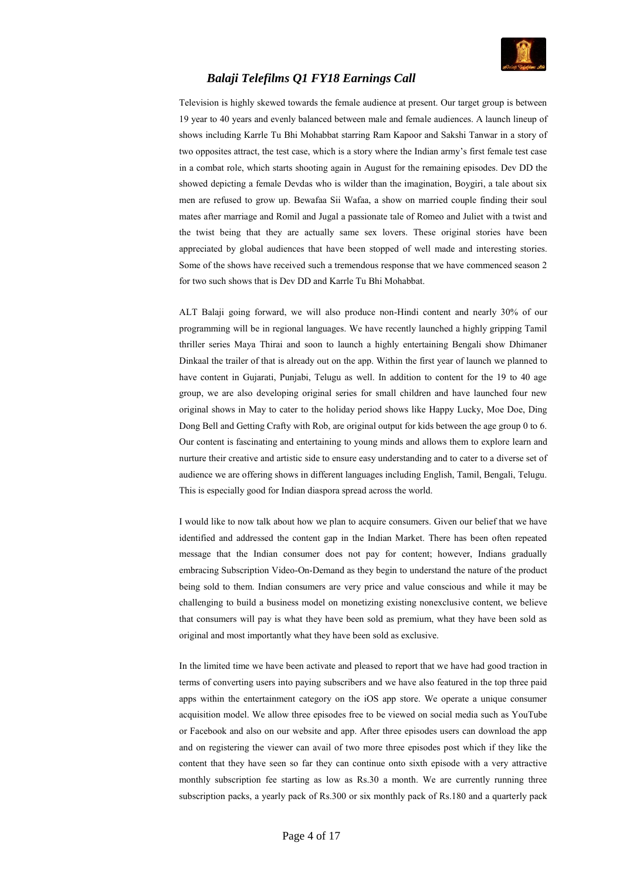Television is highly skewed towards the female audience at present. Our target group is between 19 year to 40 years and evenly balanced between male and female audiences. A launch lineup of shows including Karrle Tu Bhi Mohabbat starring Ram Kapoor and Sakshi Tanwar in a story of two opposites attract, the test case, which is a story where the Indian army's first female test case in a combat role, which starts shooting again in August for the remaining episodes. Dev DD the showed depicting a female Devdas who is wilder than the imagination, Boygiri, a tale about six men are refused to grow up. Bewafaa Sii Wafaa, a show on married couple finding their soul mates after marriage and Romil and Jugal a passionate tale of Romeo and Juliet with a twist and the twist being that they are actually same sex lovers. These original stories have been appreciated by global audiences that have been stopped of well made and interesting stories. Some of the shows have received such a tremendous response that we have commenced season 2 for two such shows that is Dev DD and Karrle Tu Bhi Mohabbat.

ALT Balaji going forward, we will also produce non-Hindi content and nearly 30% of our programming will be in regional languages. We have recently launched a highly gripping Tamil thriller series Maya Thirai and soon to launch a highly entertaining Bengali show Dhimaner Dinkaal the trailer of that is already out on the app. Within the first year of launch we planned to have content in Gujarati, Punjabi, Telugu as well. In addition to content for the 19 to 40 age group, we are also developing original series for small children and have launched four new original shows in May to cater to the holiday period shows like Happy Lucky, Moe Doe, Ding Dong Bell and Getting Crafty with Rob, are original output for kids between the age group 0 to 6. Our content is fascinating and entertaining to young minds and allows them to explore learn and nurture their creative and artistic side to ensure easy understanding and to cater to a diverse set of audience we are offering shows in different languages including English, Tamil, Bengali, Telugu. This is especially good for Indian diaspora spread across the world.

I would like to now talk about how we plan to acquire consumers. Given our belief that we have identified and addressed the content gap in the Indian Market. There has been often repeated message that the Indian consumer does not pay for content; however, Indians gradually embracing Subscription Video-On-Demand as they begin to understand the nature of the product being sold to them. Indian consumers are very price and value conscious and while it may be challenging to build a business model on monetizing existing nonexclusive content, we believe that consumers will pay is what they have been sold as premium, what they have been sold as original and most importantly what they have been sold as exclusive.

In the limited time we have been activate and pleased to report that we have had good traction in terms of converting users into paying subscribers and we have also featured in the top three paid apps within the entertainment category on the iOS app store. We operate a unique consumer acquisition model. We allow three episodes free to be viewed on social media such as YouTube or Facebook and also on our website and app. After three episodes users can download the app and on registering the viewer can avail of two more three episodes post which if they like the content that they have seen so far they can continue onto sixth episode with a very attractive monthly subscription fee starting as low as Rs.30 a month. We are currently running three subscription packs, a yearly pack of Rs.300 or six monthly pack of Rs.180 and a quarterly pack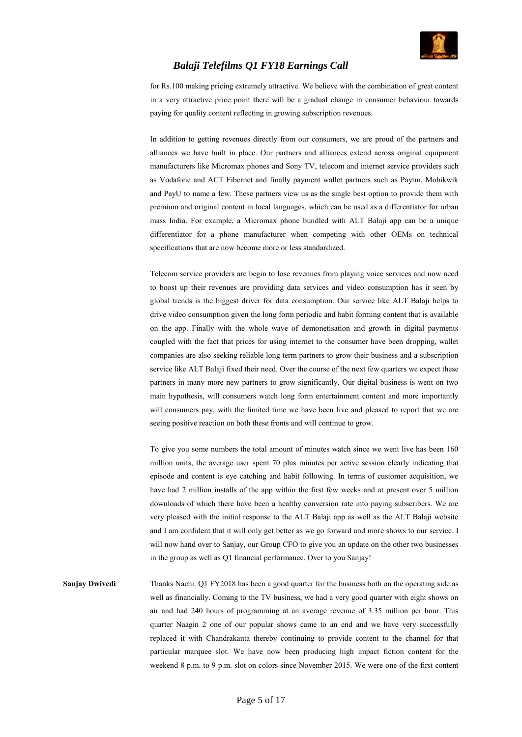for Rs.100 making pricing extremely attractive. We believe with the combination of great content in a very attractive price point there will be a gradual change in consumer behaviour towards paying for quality content reflecting in growing subscription revenues.

In addition to getting revenues directly from our consumers, we are proud of the partners and alliances we have built in place. Our partners and alliances extend across original equipment manufacturers like Micromax phones and Sony TV, telecom and internet service providers such as Vodafone and ACT Fibernet and finally payment wallet partners such as Paytm, Mobikwik and PayU to name a few. These partners view us as the single best option to provide them with premium and original content in local languages, which can be used as a differentiator for urban mass India. For example, a Micromax phone bundled with ALT Balaji app can be a unique differentiator for a phone manufacturer when competing with other OEMs on technical specifications that are now become more or less standardized.

Telecom service providers are begin to lose revenues from playing voice services and now need to boost up their revenues are providing data services and video consumption has it seen by global trends is the biggest driver for data consumption. Our service like ALT Balaji helps to drive video consumption given the long form periodic and habit forming content that is available on the app. Finally with the whole wave of demonetisation and growth in digital payments coupled with the fact that prices for using internet to the consumer have been dropping, wallet companies are also seeking reliable long term partners to grow their business and a subscription service like ALT Balaji fixed their need. Over the course of the next few quarters we expect these partners in many more new partners to grow significantly. Our digital business is went on two main hypothesis, will consumers watch long form entertainment content and more importantly will consumers pay, with the limited time we have been live and pleased to report that we are seeing positive reaction on both these fronts and will continue to grow.

To give you some numbers the total amount of minutes watch since we went live has been 160 million units, the average user spent 70 plus minutes per active session clearly indicating that episode and content is eye catching and habit following. In terms of customer acquisition, we have had 2 million installs of the app within the first few weeks and at present over 5 million downloads of which there have been a healthy conversion rate into paying subscribers. We are very pleased with the initial response to the ALT Balaji app as well as the ALT Balaji website and I am confident that it will only get better as we go forward and more shows to our service. I will now hand over to Sanjay, our Group CFO to give you an update on the other two businesses in the group as well as Q1 financial performance. Over to you Sanjay!

**Sanjay Dwivedi**: Thanks Nachi. Q1 FY2018 has been a good quarter for the business both on the operating side as well as financially. Coming to the TV business, we had a very good quarter with eight shows on air and had 240 hours of programming at an average revenue of 3.35 million per hour. This quarter Naagin 2 one of our popular shows came to an end and we have very successfully replaced it with Chandrakanta thereby continuing to provide content to the channel for that particular marquee slot. We have now been producing high impact fiction content for the weekend 8 p.m. to 9 p.m. slot on colors since November 2015. We were one of the first content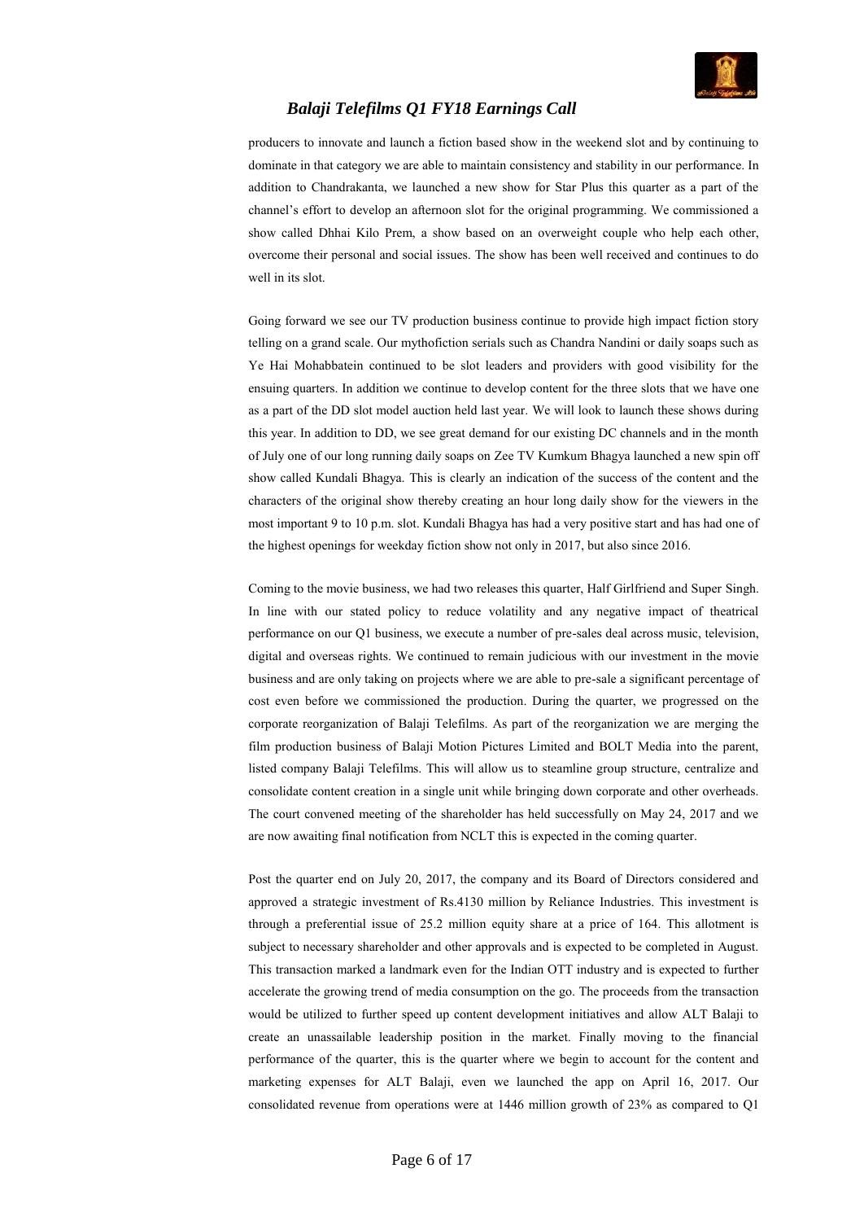producers to innovate and launch a fiction based show in the weekend slot and by continuing to dominate in that category we are able to maintain consistency and stability in our performance. In addition to Chandrakanta, we launched a new show for Star Plus this quarter as a part of the channel's effort to develop an afternoon slot for the original programming. We commissioned a show called Dhhai Kilo Prem, a show based on an overweight couple who help each other, overcome their personal and social issues. The show has been well received and continues to do well in its slot.

Going forward we see our TV production business continue to provide high impact fiction story telling on a grand scale. Our mythofiction serials such as Chandra Nandini or daily soaps such as Ye Hai Mohabbatein continued to be slot leaders and providers with good visibility for the ensuing quarters. In addition we continue to develop content for the three slots that we have one as a part of the DD slot model auction held last year. We will look to launch these shows during this year. In addition to DD, we see great demand for our existing DC channels and in the month of July one of our long running daily soaps on Zee TV Kumkum Bhagya launched a new spin off show called Kundali Bhagya. This is clearly an indication of the success of the content and the characters of the original show thereby creating an hour long daily show for the viewers in the most important 9 to 10 p.m. slot. Kundali Bhagya has had a very positive start and has had one of the highest openings for weekday fiction show not only in 2017, but also since 2016.

Coming to the movie business, we had two releases this quarter, Half Girlfriend and Super Singh. In line with our stated policy to reduce volatility and any negative impact of theatrical performance on our Q1 business, we execute a number of pre-sales deal across music, television, digital and overseas rights. We continued to remain judicious with our investment in the movie business and are only taking on projects where we are able to pre-sale a significant percentage of cost even before we commissioned the production. During the quarter, we progressed on the corporate reorganization of Balaji Telefilms. As part of the reorganization we are merging the film production business of Balaji Motion Pictures Limited and BOLT Media into the parent, listed company Balaji Telefilms. This will allow us to steamline group structure, centralize and consolidate content creation in a single unit while bringing down corporate and other overheads. The court convened meeting of the shareholder has held successfully on May 24, 2017 and we are now awaiting final notification from NCLT this is expected in the coming quarter.

Post the quarter end on July 20, 2017, the company and its Board of Directors considered and approved a strategic investment of Rs.4130 million by Reliance Industries. This investment is through a preferential issue of 25.2 million equity share at a price of 164. This allotment is subject to necessary shareholder and other approvals and is expected to be completed in August. This transaction marked a landmark even for the Indian OTT industry and is expected to further accelerate the growing trend of media consumption on the go. The proceeds from the transaction would be utilized to further speed up content development initiatives and allow ALT Balaji to create an unassailable leadership position in the market. Finally moving to the financial performance of the quarter, this is the quarter where we begin to account for the content and marketing expenses for ALT Balaji, even we launched the app on April 16, 2017. Our consolidated revenue from operations were at 1446 million growth of 23% as compared to Q1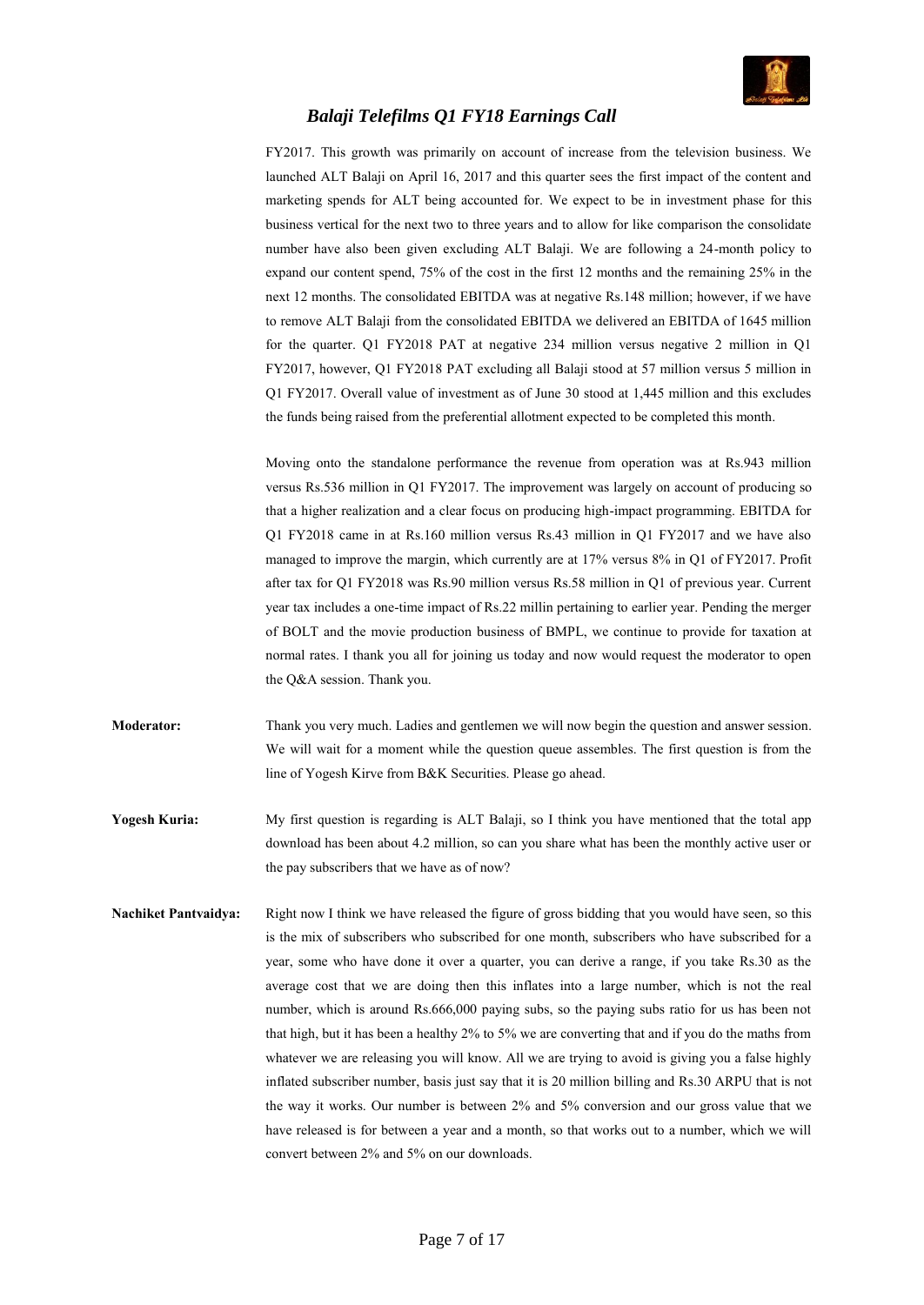FY2017. This growth was primarily on account of increase from the television business. We launched ALT Balaji on April 16, 2017 and this quarter sees the first impact of the content and marketing spends for ALT being accounted for. We expect to be in investment phase for this business vertical for the next two to three years and to allow for like comparison the consolidate number have also been given excluding ALT Balaji. We are following a 24-month policy to expand our content spend, 75% of the cost in the first 12 months and the remaining 25% in the next 12 months. The consolidated EBITDA was at negative Rs.148 million; however, if we have to remove ALT Balaji from the consolidated EBITDA we delivered an EBITDA of 1645 million for the quarter. Q1 FY2018 PAT at negative 234 million versus negative 2 million in Q1 FY2017, however, Q1 FY2018 PAT excluding all Balaji stood at 57 million versus 5 million in Q1 FY2017. Overall value of investment as of June 30 stood at 1,445 million and this excludes the funds being raised from the preferential allotment expected to be completed this month.

Moving onto the standalone performance the revenue from operation was at Rs.943 million versus Rs.536 million in Q1 FY2017. The improvement was largely on account of producing so that a higher realization and a clear focus on producing high-impact programming. EBITDA for Q1 FY2018 came in at Rs.160 million versus Rs.43 million in Q1 FY2017 and we have also managed to improve the margin, which currently are at 17% versus 8% in Q1 of FY2017. Profit after tax for Q1 FY2018 was Rs.90 million versus Rs.58 million in Q1 of previous year. Current year tax includes a one-time impact of Rs.22 millin pertaining to earlier year. Pending the merger of BOLT and the movie production business of BMPL, we continue to provide for taxation at normal rates. I thank you all for joining us today and now would request the moderator to open the Q&A session. Thank you.

**Moderator:** Thank you very much. Ladies and gentlemen we will now begin the question and answer session. We will wait for a moment while the question queue assembles. The first question is from the line of Yogesh Kirve from B&K Securities. Please go ahead.

**Yogesh Kuria:** My first question is regarding is ALT Balaji, so I think you have mentioned that the total app download has been about 4.2 million, so can you share what has been the monthly active user or the pay subscribers that we have as of now?

**Nachiket Pantvaidya:** Right now I think we have released the figure of gross bidding that you would have seen, so this is the mix of subscribers who subscribed for one month, subscribers who have subscribed for a year, some who have done it over a quarter, you can derive a range, if you take Rs.30 as the average cost that we are doing then this inflates into a large number, which is not the real number, which is around Rs.666,000 paying subs, so the paying subs ratio for us has been not that high, but it has been a healthy 2% to 5% we are converting that and if you do the maths from whatever we are releasing you will know. All we are trying to avoid is giving you a false highly inflated subscriber number, basis just say that it is 20 million billing and Rs.30 ARPU that is not the way it works. Our number is between 2% and 5% conversion and our gross value that we have released is for between a year and a month, so that works out to a number, which we will convert between 2% and 5% on our downloads.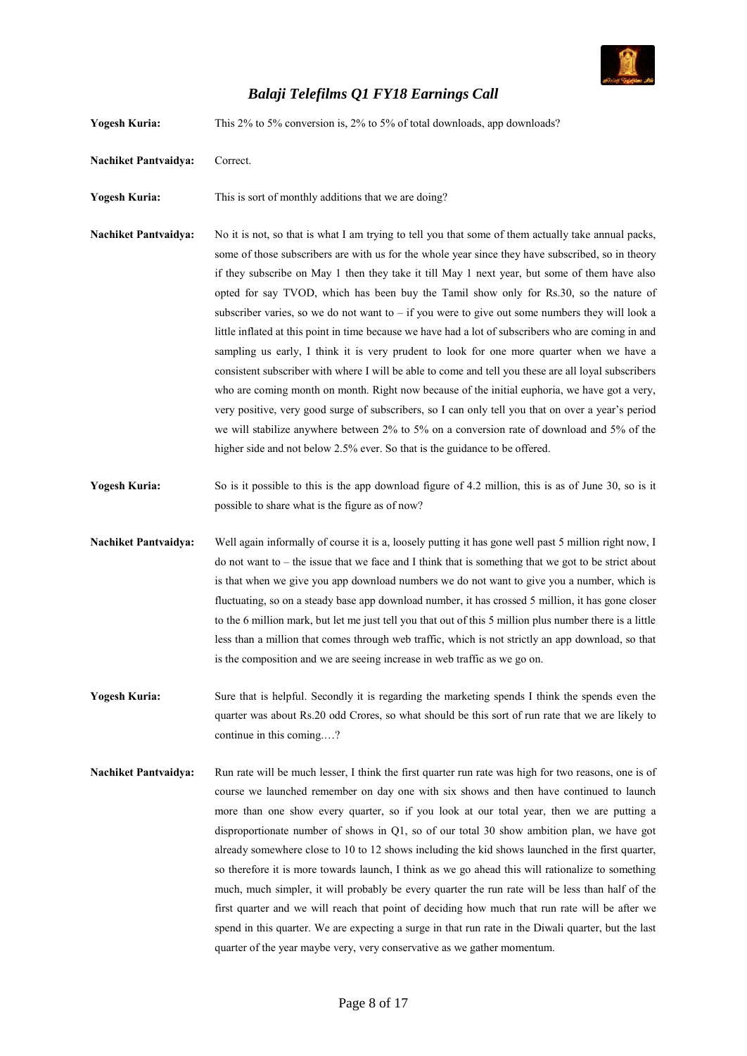**Yogesh Kuria:** This 2% to 5% conversion is, 2% to 5% of total downloads, app downloads?

**Nachiket Pantvaidya:** Correct.

**Yogesh Kuria:** This is sort of monthly additions that we are doing?

**Nachiket Pantvaidya:** No it is not, so that is what I am trying to tell you that some of them actually take annual packs, some of those subscribers are with us for the whole year since they have subscribed, so in theory if they subscribe on May 1 then they take it till May 1 next year, but some of them have also opted for say TVOD, which has been buy the Tamil show only for Rs.30, so the nature of subscriber varies, so we do not want to – if you were to give out some numbers they will look a little inflated at this point in time because we have had a lot of subscribers who are coming in and sampling us early, I think it is very prudent to look for one more quarter when we have a consistent subscriber with where I will be able to come and tell you these are all loyal subscribers who are coming month on month. Right now because of the initial euphoria, we have got a very, very positive, very good surge of subscribers, so I can only tell you that on over a year's period we will stabilize anywhere between 2% to 5% on a conversion rate of download and 5% of the higher side and not below 2.5% ever. So that is the guidance to be offered.

**Yogesh Kuria:** So is it possible to this is the app download figure of 4.2 million, this is as of June 30, so is it possible to share what is the figure as of now?

**Nachiket Pantvaidya:** Well again informally of course it is a, loosely putting it has gone well past 5 million right now, I do not want to – the issue that we face and I think that is something that we got to be strict about is that when we give you app download numbers we do not want to give you a number, which is fluctuating, so on a steady base app download number, it has crossed 5 million, it has gone closer to the 6 million mark, but let me just tell you that out of this 5 million plus number there is a little less than a million that comes through web traffic, which is not strictly an app download, so that is the composition and we are seeing increase in web traffic as we go on.

**Yogesh Kuria:** Sure that is helpful. Secondly it is regarding the marketing spends I think the spends even the quarter was about Rs.20 odd Crores, so what should be this sort of run rate that we are likely to continue in this coming….?

**Nachiket Pantvaidya:** Run rate will be much lesser, I think the first quarter run rate was high for two reasons, one is of course we launched remember on day one with six shows and then have continued to launch more than one show every quarter, so if you look at our total year, then we are putting a disproportionate number of shows in Q1, so of our total 30 show ambition plan, we have got already somewhere close to 10 to 12 shows including the kid shows launched in the first quarter, so therefore it is more towards launch, I think as we go ahead this will rationalize to something much, much simpler, it will probably be every quarter the run rate will be less than half of the first quarter and we will reach that point of deciding how much that run rate will be after we spend in this quarter. We are expecting a surge in that run rate in the Diwali quarter, but the last quarter of the year maybe very, very conservative as we gather momentum.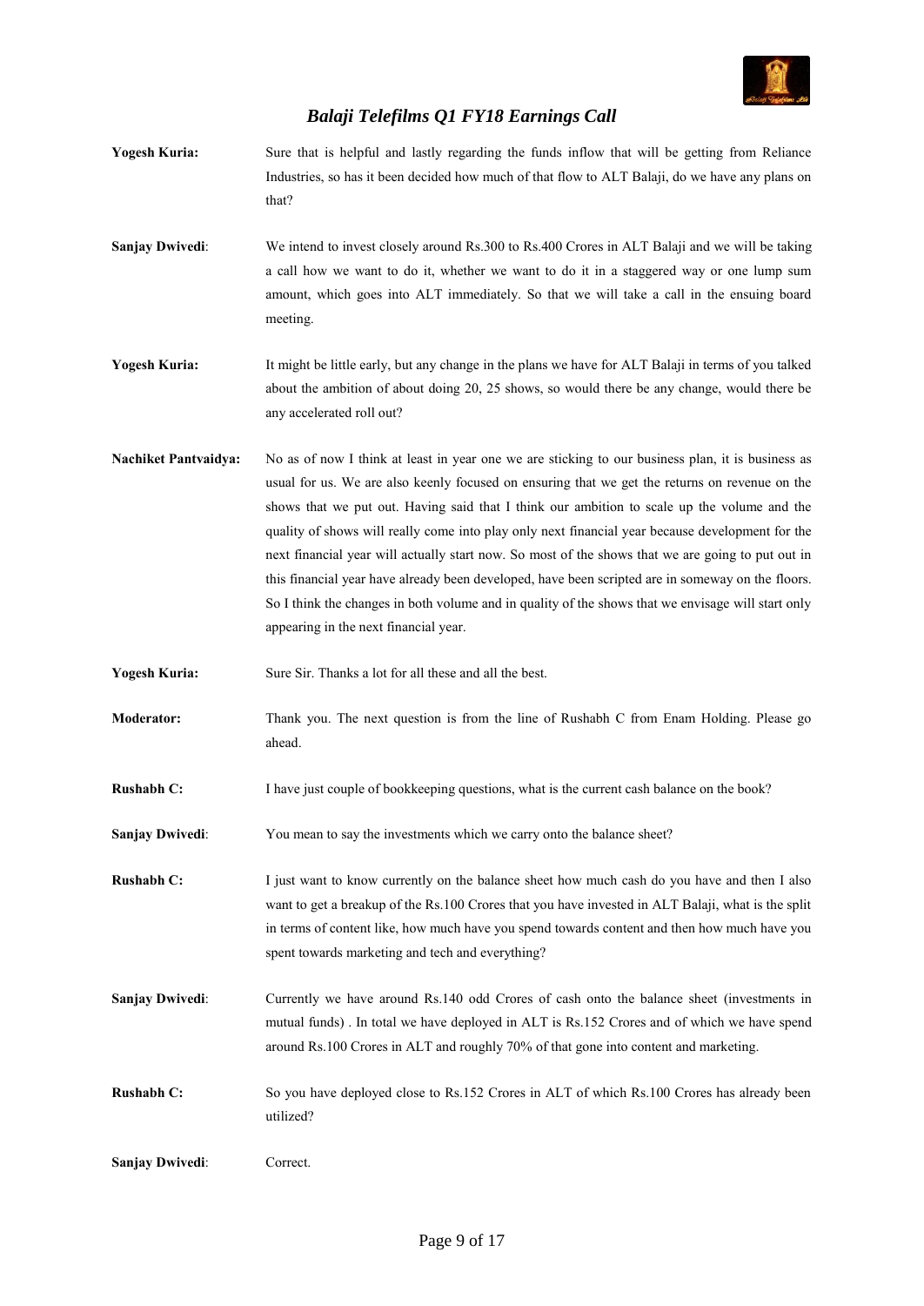**Yogesh Kuria:** Sure that is helpful and lastly regarding the funds inflow that will be getting from Reliance Industries, so has it been decided how much of that flow to ALT Balaji, do we have any plans on that?

**Sanjay Dwivedi**: We intend to invest closely around Rs.300 to Rs.400 Crores in ALT Balaji and we will be taking a call how we want to do it, whether we want to do it in a staggered way or one lump sum amount, which goes into ALT immediately. So that we will take a call in the ensuing board meeting.

**Yogesh Kuria:** It might be little early, but any change in the plans we have for ALT Balaji in terms of you talked about the ambition of about doing 20, 25 shows, so would there be any change, would there be any accelerated roll out?

**Nachiket Pantvaidya:** No as of now I think at least in year one we are sticking to our business plan, it is business as usual for us. We are also keenly focused on ensuring that we get the returns on revenue on the shows that we put out. Having said that I think our ambition to scale up the volume and the quality of shows will really come into play only next financial year because development for the next financial year will actually start now. So most of the shows that we are going to put out in this financial year have already been developed, have been scripted are in someway on the floors. So I think the changes in both volume and in quality of the shows that we envisage will start only appearing in the next financial year.

**Yogesh Kuria:** Sure Sir. Thanks a lot for all these and all the best.

**Moderator:** Thank you. The next question is from the line of Rushabh C from Enam Holding. Please go ahead.

**Rushabh C:** I have just couple of bookkeeping questions, what is the current cash balance on the book?

**Sanjay Dwivedi**: You mean to say the investments which we carry onto the balance sheet?

**Rushabh C:** I just want to know currently on the balance sheet how much cash do you have and then I also want to get a breakup of the Rs.100 Crores that you have invested in ALT Balaji, what is the split in terms of content like, how much have you spend towards content and then how much have you spent towards marketing and tech and everything?

**Sanjay Dwivedi**: Currently we have around Rs.140 odd Crores of cash onto the balance sheet (investments in mutual funds) . In total we have deployed in ALT is Rs.152 Crores and of which we have spend around Rs.100 Crores in ALT and roughly 70% of that gone into content and marketing.

**Rushabh C:** So you have deployed close to Rs.152 Crores in ALT of which Rs.100 Crores has already been utilized?

**Sanjay Dwivedi**: Correct.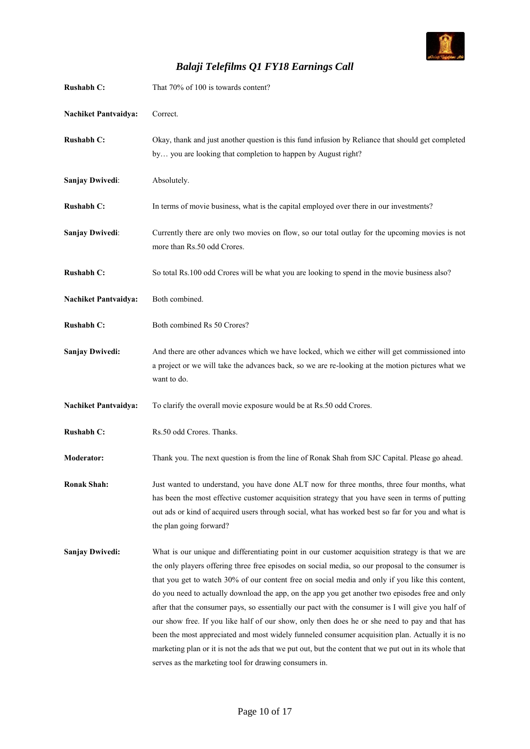**Rushabh C:** That 70% of 100 is towards content?

**Nachiket Pantvaidya:** Correct.

**Rushabh C:** Okay, thank and just another question is this fund infusion by Reliance that should get completed by… you are looking that completion to happen by August right?

**Sanjay Dwivedi**: Absolutely.

**Rushabh C:** In terms of movie business, what is the capital employed over there in our investments?

**Sanjay Dwivedi**: Currently there are only two movies on flow, so our total outlay for the upcoming movies is not more than Rs.50 odd Crores.

**Rushabh C:** So total Rs.100 odd Crores will be what you are looking to spend in the movie business also?

**Nachiket Pantvaidya:** Both combined.

**Rushabh C:** Both combined Rs 50 Crores?

**Sanjay Dwivedi:** And there are other advances which we have locked, which we either will get commissioned into a project or we will take the advances back, so we are re-looking at the motion pictures what we want to do.

**Nachiket Pantvaidya:** To clarify the overall movie exposure would be at Rs.50 odd Crores.

**Rushabh C:** Rs.50 odd Crores. Thanks.

**Moderator:** Thank you. The next question is from the line of Ronak Shah from SJC Capital. Please go ahead.

**Ronak Shah:** Just wanted to understand, you have done ALT now for three months, three four months, what has been the most effective customer acquisition strategy that you have seen in terms of putting out ads or kind of acquired users through social, what has worked best so far for you and what is the plan going forward?

**Sanjay Dwivedi:** What is our unique and differentiating point in our customer acquisition strategy is that we are the only players offering three free episodes on social media, so our proposal to the consumer is that you get to watch 30% of our content free on social media and only if you like this content, do you need to actually download the app, on the app you get another two episodes free and only after that the consumer pays, so essentially our pact with the consumer is I will give you half of our show free. If you like half of our show, only then does he or she need to pay and that has been the most appreciated and most widely funneled consumer acquisition plan. Actually it is no marketing plan or it is not the ads that we put out, but the content that we put out in its whole that serves as the marketing tool for drawing consumers in.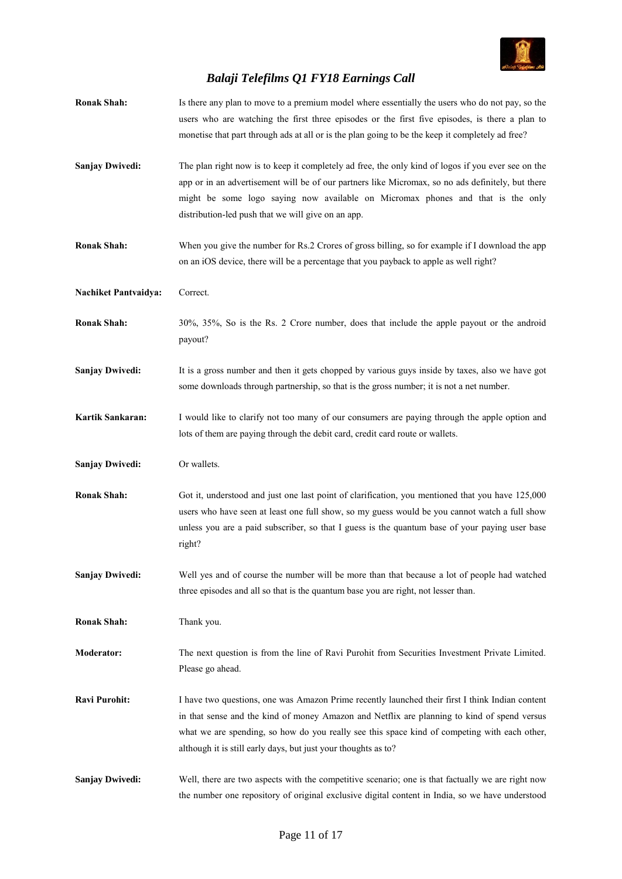**Ronak Shah:** Is there any plan to move to a premium model where essentially the users who do not pay, so the users who are watching the first three episodes or the first five episodes, is there a plan to monetise that part through ads at all or is the plan going to be the keep it completely ad free?

**Sanjay Dwivedi:** The plan right now is to keep it completely ad free, the only kind of logos if you ever see on the app or in an advertisement will be of our partners like Micromax, so no ads definitely, but there might be some logo saying now available on Micromax phones and that is the only distribution-led push that we will give on an app.

**Ronak Shah:** When you give the number for Rs.2 Crores of gross billing, so for example if I download the app on an iOS device, there will be a percentage that you payback to apple as well right?

**Nachiket Pantvaidya:** Correct.

**Ronak Shah:** 30%, 35%, So is the Rs. 2 Crore number, does that include the apple payout or the android payout?

**Sanjay Dwivedi:** It is a gross number and then it gets chopped by various guys inside by taxes, also we have got some downloads through partnership, so that is the gross number; it is not a net number.

**Kartik Sankaran:** I would like to clarify not too many of our consumers are paying through the apple option and lots of them are paying through the debit card, credit card route or wallets.

**Sanjay Dwivedi:** Or wallets.

**Ronak Shah:** Got it, understood and just one last point of clarification, you mentioned that you have 125,000 users who have seen at least one full show, so my guess would be you cannot watch a full show unless you are a paid subscriber, so that I guess is the quantum base of your paying user base right?

**Sanjay Dwivedi:** Well yes and of course the number will be more than that because a lot of people had watched three episodes and all so that is the quantum base you are right, not lesser than.

**Ronak Shah:** Thank you.

**Moderator:** The next question is from the line of Ravi Purohit from Securities Investment Private Limited. Please go ahead.

**Ravi Purohit:** I have two questions, one was Amazon Prime recently launched their first I think Indian content in that sense and the kind of money Amazon and Netflix are planning to kind of spend versus what we are spending, so how do you really see this space kind of competing with each other, although it is still early days, but just your thoughts as to?

**Sanjay Dwivedi:** Well, there are two aspects with the competitive scenario; one is that factually we are right now the number one repository of original exclusive digital content in India, so we have understood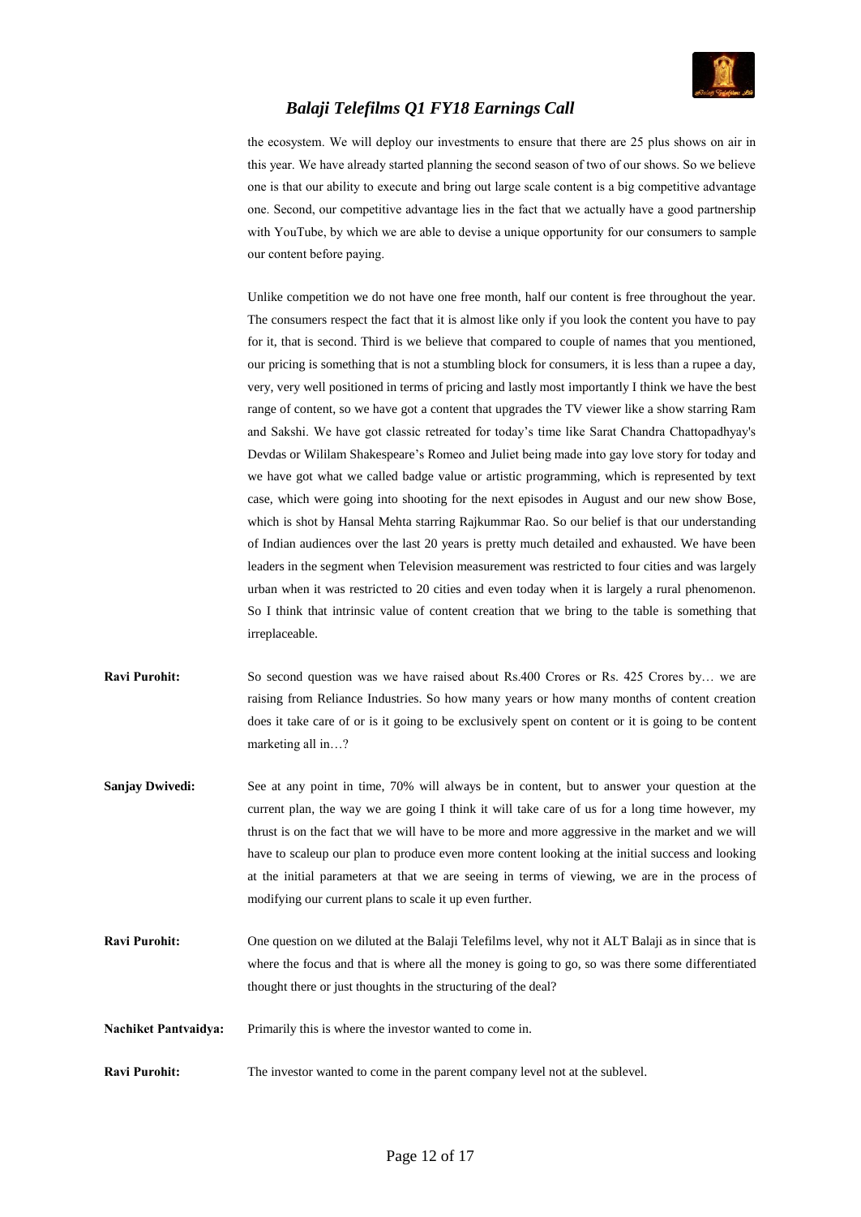the ecosystem. We will deploy our investments to ensure that there are 25 plus shows on air in this year. We have already started planning the second season of two of our shows. So we believe one is that our ability to execute and bring out large scale content is a big competitive advantage one. Second, our competitive advantage lies in the fact that we actually have a good partnership with YouTube, by which we are able to devise a unique opportunity for our consumers to sample our content before paying.

Unlike competition we do not have one free month, half our content is free throughout the year. The consumers respect the fact that it is almost like only if you look the content you have to pay for it, that is second. Third is we believe that compared to couple of names that you mentioned, our pricing is something that is not a stumbling block for consumers, it is less than a rupee a day, very, very well positioned in terms of pricing and lastly most importantly I think we have the best range of content, so we have got a content that upgrades the TV viewer like a show starring Ram and Sakshi. We have got classic retreated for today's time like Sarat Chandra Chattopadhyay's Devdas or Wililam Shakespeare's Romeo and Juliet being made into gay love story for today and we have got what we called badge value or artistic programming, which is represented by text case, which were going into shooting for the next episodes in August and our new show Bose, which is shot by Hansal Mehta starring Rajkummar Rao. So our belief is that our understanding of Indian audiences over the last 20 years is pretty much detailed and exhausted. We have been leaders in the segment when Television measurement was restricted to four cities and was largely urban when it was restricted to 20 cities and even today when it is largely a rural phenomenon. So I think that intrinsic value of content creation that we bring to the table is something that irreplaceable.

**Ravi Purohit:** So second question was we have raised about Rs.400 Crores or Rs. 425 Crores by… we are raising from Reliance Industries. So how many years or how many months of content creation does it take care of or is it going to be exclusively spent on content or it is going to be content marketing all in…?

**Sanjay Dwivedi:** See at any point in time, 70% will always be in content, but to answer your question at the current plan, the way we are going I think it will take care of us for a long time however, my thrust is on the fact that we will have to be more and more aggressive in the market and we will have to scaleup our plan to produce even more content looking at the initial success and looking at the initial parameters at that we are seeing in terms of viewing, we are in the process of modifying our current plans to scale it up even further.

**Ravi Purohit:** One question on we diluted at the Balaji Telefilms level, why not it ALT Balaji as in since that is where the focus and that is where all the money is going to go, so was there some differentiated thought there or just thoughts in the structuring of the deal?

**Nachiket Pantvaidya:** Primarily this is where the investor wanted to come in.

**Ravi Purohit:** The investor wanted to come in the parent company level not at the sublevel.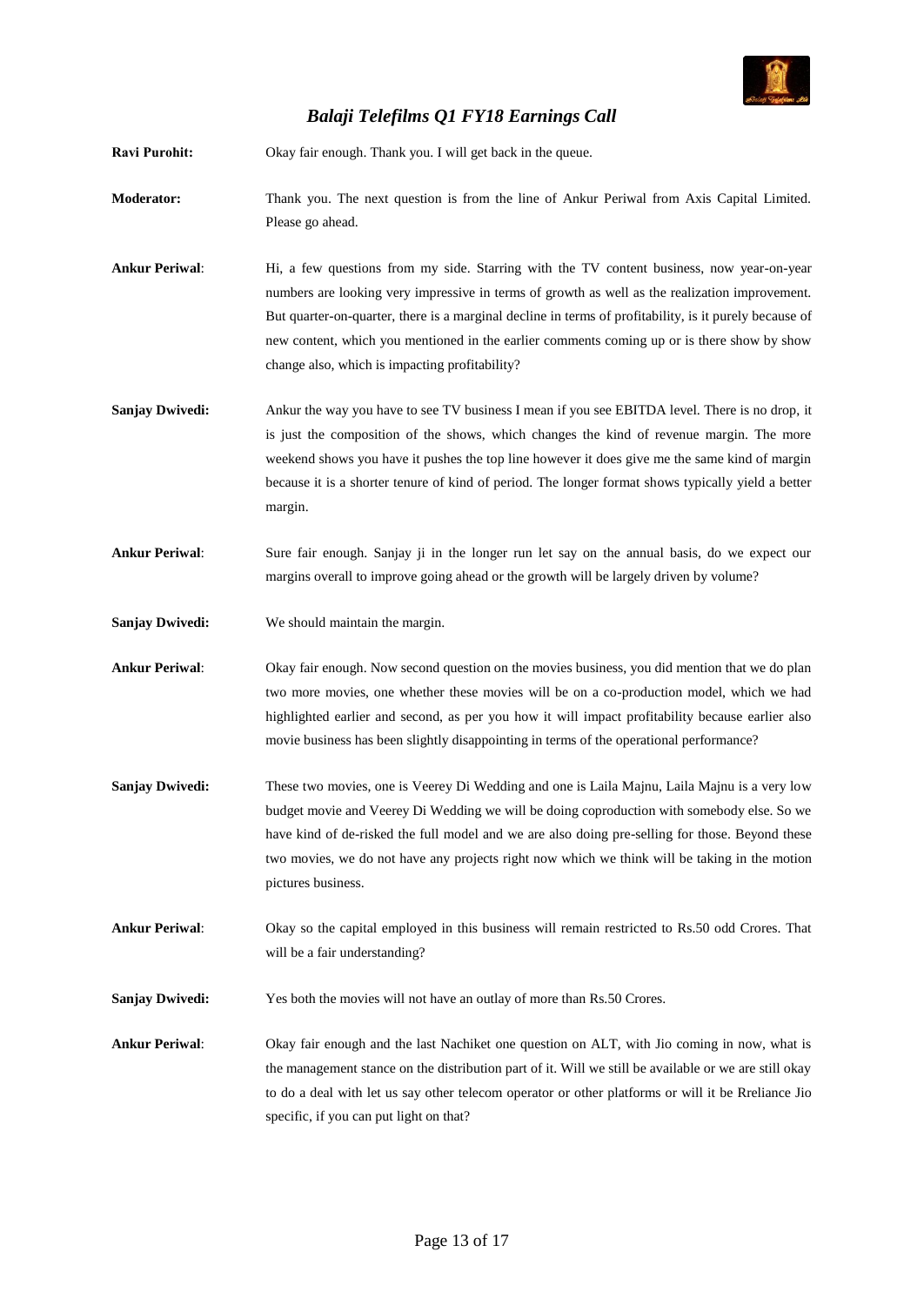**Ravi Purohit:** Okay fair enough. Thank you. I will get back in the queue.

**Moderator:** Thank you. The next question is from the line of Ankur Periwal from Axis Capital Limited. Please go ahead.

**Ankur Periwal**: Hi, a few questions from my side. Starring with the TV content business, now year-on-year numbers are looking very impressive in terms of growth as well as the realization improvement. But quarter-on-quarter, there is a marginal decline in terms of profitability, is it purely because of new content, which you mentioned in the earlier comments coming up or is there show by show change also, which is impacting profitability?

**Sanjay Dwivedi:** Ankur the way you have to see TV business I mean if you see EBITDA level. There is no drop, it is just the composition of the shows, which changes the kind of revenue margin. The more weekend shows you have it pushes the top line however it does give me the same kind of margin because it is a shorter tenure of kind of period. The longer format shows typically yield a better margin.

**Ankur Periwal**: Sure fair enough. Sanjay ji in the longer run let say on the annual basis, do we expect our margins overall to improve going ahead or the growth will be largely driven by volume?

**Sanjay Dwivedi:** We should maintain the margin.

**Ankur Periwal**: Okay fair enough. Now second question on the movies business, you did mention that we do plan two more movies, one whether these movies will be on a co-production model, which we had highlighted earlier and second, as per you how it will impact profitability because earlier also movie business has been slightly disappointing in terms of the operational performance?

**Sanjay Dwivedi:** These two movies, one is Veerey Di Wedding and one is Laila Majnu, Laila Majnu is a very low budget movie and Veerey Di Wedding we will be doing coproduction with somebody else. So we have kind of de-risked the full model and we are also doing pre-selling for those. Beyond these two movies, we do not have any projects right now which we think will be taking in the motion pictures business.

**Ankur Periwal**: Okay so the capital employed in this business will remain restricted to Rs.50 odd Crores. That will be a fair understanding?

**Sanjay Dwivedi:** Yes both the movies will not have an outlay of more than Rs.50 Crores.

**Ankur Periwal**: Okay fair enough and the last Nachiket one question on ALT, with Jio coming in now, what is the management stance on the distribution part of it. Will we still be available or we are still okay to do a deal with let us say other telecom operator or other platforms or will it be Rreliance Jio specific, if you can put light on that?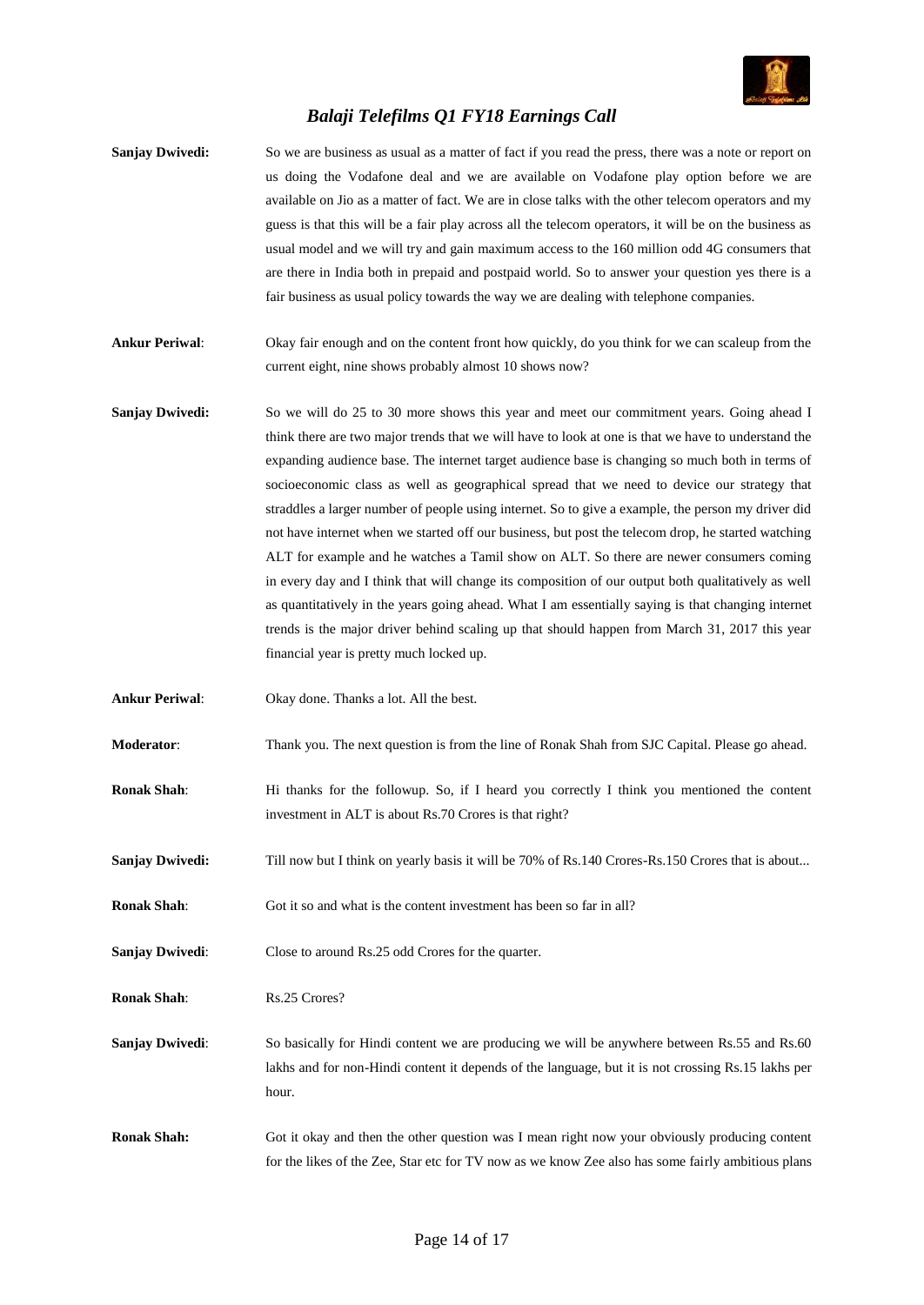**Sanjay Dwivedi:** So we are business as usual as a matter of fact if you read the press, there was a note or report on us doing the Vodafone deal and we are available on Vodafone play option before we are available on Jio as a matter of fact. We are in close talks with the other telecom operators and my guess is that this will be a fair play across all the telecom operators, it will be on the business as usual model and we will try and gain maximum access to the 160 million odd 4G consumers that are there in India both in prepaid and postpaid world. So to answer your question yes there is a fair business as usual policy towards the way we are dealing with telephone companies.

**Ankur Periwal**: Okay fair enough and on the content front how quickly, do you think for we can scaleup from the current eight, nine shows probably almost 10 shows now?

**Sanjay Dwivedi:** So we will do 25 to 30 more shows this year and meet our commitment years. Going ahead I think there are two major trends that we will have to look at one is that we have to understand the expanding audience base. The internet target audience base is changing so much both in terms of socioeconomic class as well as geographical spread that we need to device our strategy that straddles a larger number of people using internet. So to give a example, the person my driver did not have internet when we started off our business, but post the telecom drop, he started watching ALT for example and he watches a Tamil show on ALT. So there are newer consumers coming in every day and I think that will change its composition of our output both qualitatively as well as quantitatively in the years going ahead. What I am essentially saying is that changing internet trends is the major driver behind scaling up that should happen from March 31, 2017 this year financial year is pretty much locked up.

**Ankur Periwal**: Okay done. Thanks a lot. All the best.

**Moderator**: Thank you. The next question is from the line of Ronak Shah from SJC Capital. Please go ahead.

**Ronak Shah**: Hi thanks for the followup. So, if I heard you correctly I think you mentioned the content investment in ALT is about Rs.70 Crores is that right?

**Sanjay Dwivedi:** Till now but I think on yearly basis it will be 70% of Rs.140 Crores-Rs.150 Crores that is about...

**Ronak Shah**: Got it so and what is the content investment has been so far in all?

**Sanjay Dwivedi**: Close to around Rs.25 odd Crores for the quarter.

**Ronak Shah**: Rs.25 Crores?

**Sanjay Dwivedi**: So basically for Hindi content we are producing we will be anywhere between Rs.55 and Rs.60 lakhs and for non-Hindi content it depends of the language, but it is not crossing Rs.15 lakhs per hour.

**Ronak Shah:** Got it okay and then the other question was I mean right now your obviously producing content for the likes of the Zee, Star etc for TV now as we know Zee also has some fairly ambitious plans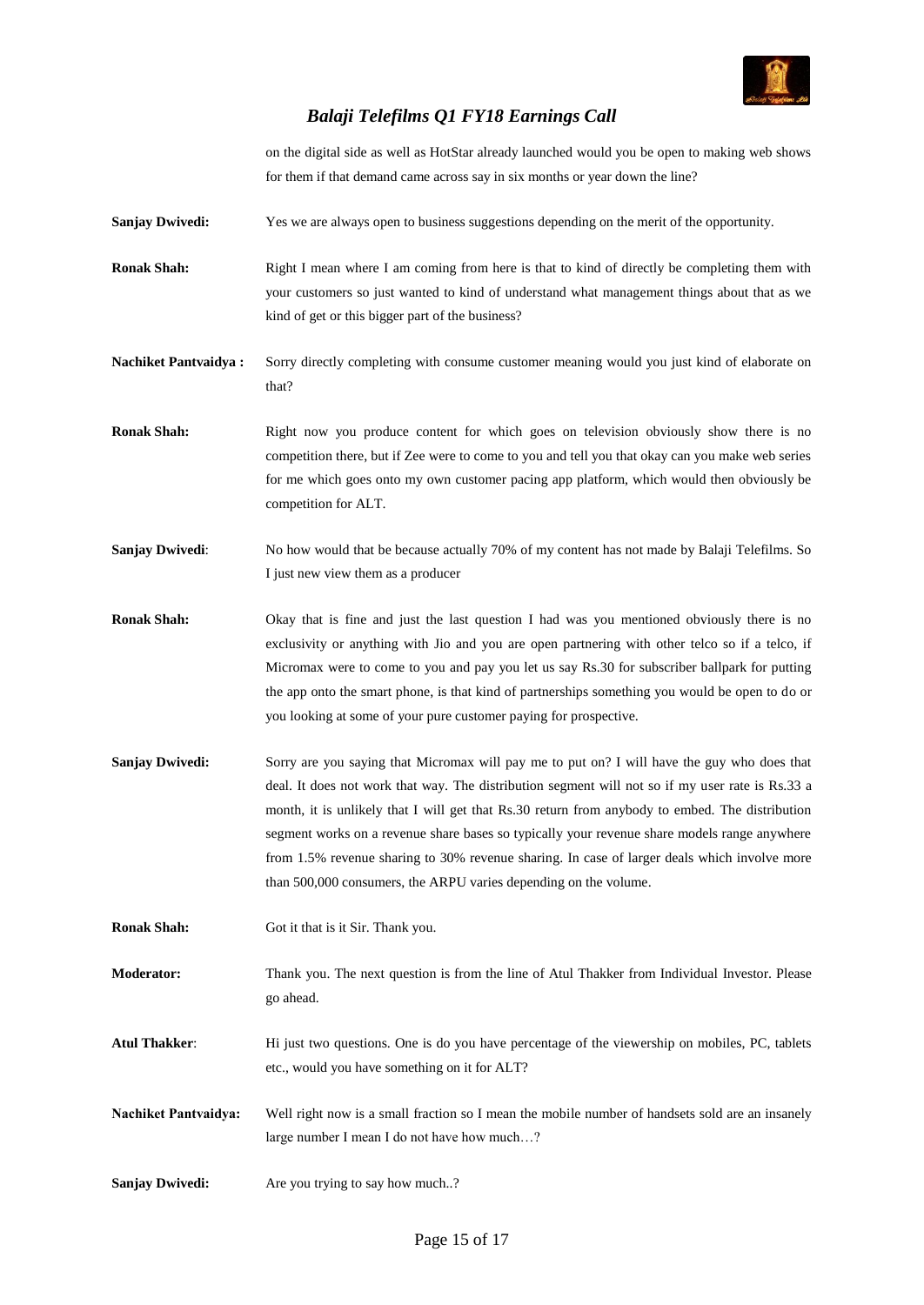on the digital side as well as HotStar already launched would you be open to making web shows for them if that demand came across say in six months or year down the line?

**Sanjay Dwivedi:** Yes we are always open to business suggestions depending on the merit of the opportunity.

**Ronak Shah:** Right I mean where I am coming from here is that to kind of directly be completing them with your customers so just wanted to kind of understand what management things about that as we kind of get or this bigger part of the business?

**Nachiket Pantvaidya :** Sorry directly completing with consume customer meaning would you just kind of elaborate on that?

**Ronak Shah:** Right now you produce content for which goes on television obviously show there is no competition there, but if Zee were to come to you and tell you that okay can you make web series for me which goes onto my own customer pacing app platform, which would then obviously be competition for ALT.

**Sanjay Dwivedi**: No how would that be because actually 70% of my content has not made by Balaji Telefilms. So I just new view them as a producer

**Ronak Shah:** Okay that is fine and just the last question I had was you mentioned obviously there is no exclusivity or anything with Jio and you are open partnering with other telco so if a telco, if Micromax were to come to you and pay you let us say Rs.30 for subscriber ballpark for putting the app onto the smart phone, is that kind of partnerships something you would be open to do or you looking at some of your pure customer paying for prospective.

**Sanjay Dwivedi:** Sorry are you saying that Micromax will pay me to put on? I will have the guy who does that deal. It does not work that way. The distribution segment will not so if my user rate is Rs.33 a month, it is unlikely that I will get that Rs.30 return from anybody to embed. The distribution segment works on a revenue share bases so typically your revenue share models range anywhere from 1.5% revenue sharing to 30% revenue sharing. In case of larger deals which involve more than 500,000 consumers, the ARPU varies depending on the volume.

**Ronak Shah:** Got it that is it Sir. Thank you.

**Moderator:** Thank you. The next question is from the line of Atul Thakker from Individual Investor. Please go ahead.

**Atul Thakker**: Hi just two questions. One is do you have percentage of the viewership on mobiles, PC, tablets etc., would you have something on it for ALT?

**Nachiket Pantvaidya:** Well right now is a small fraction so I mean the mobile number of handsets sold are an insanely large number I mean I do not have how much…?

**Sanjay Dwivedi:** Are you trying to say how much..?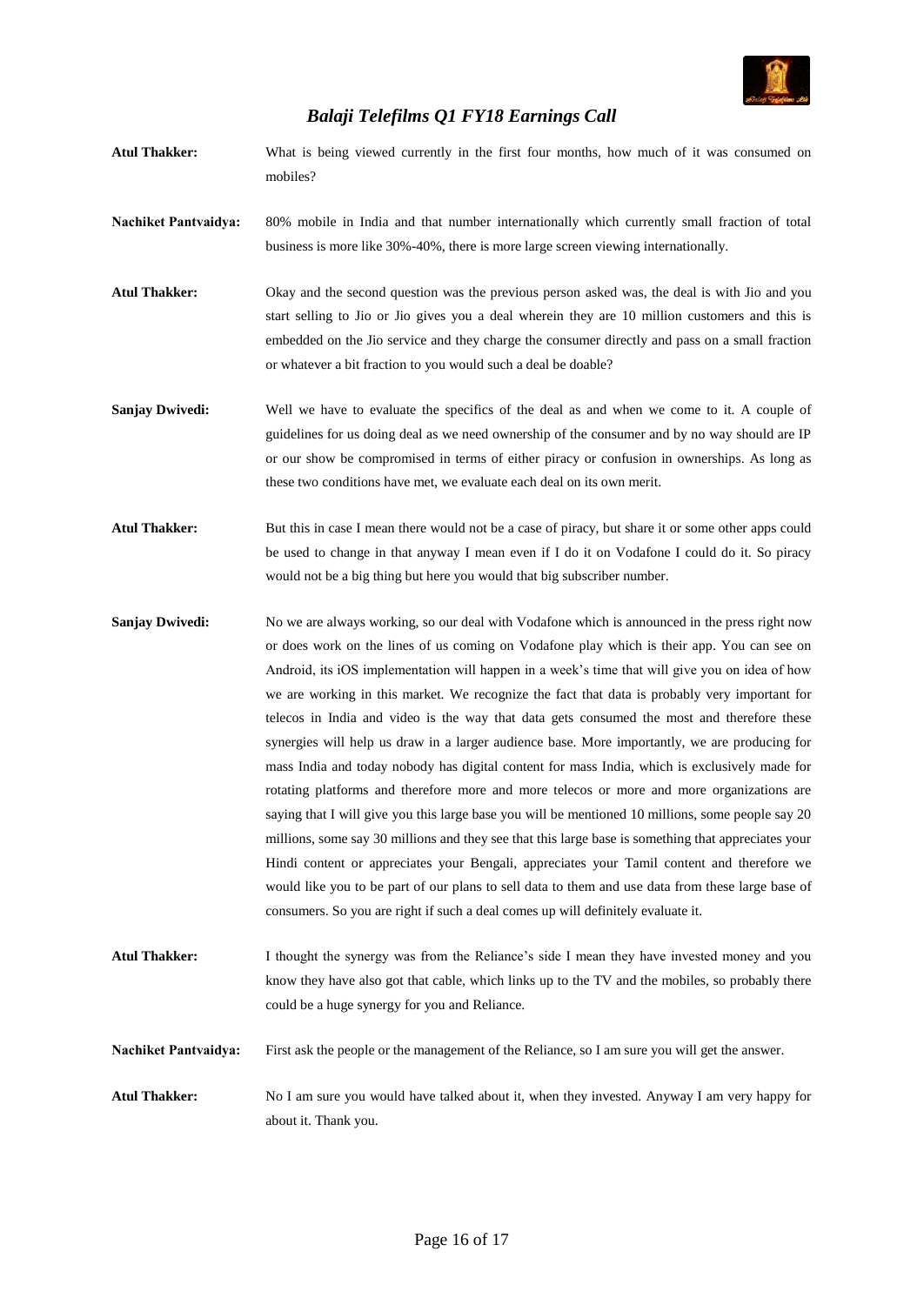**Atul Thakker:** What is being viewed currently in the first four months, how much of it was consumed on mobiles?

**Nachiket Pantvaidya:** 80% mobile in India and that number internationally which currently small fraction of total business is more like 30%-40%, there is more large screen viewing internationally.

**Atul Thakker:** Okay and the second question was the previous person asked was, the deal is with Jio and you start selling to Jio or Jio gives you a deal wherein they are 10 million customers and this is embedded on the Jio service and they charge the consumer directly and pass on a small fraction or whatever a bit fraction to you would such a deal be doable?

**Sanjay Dwivedi:** Well we have to evaluate the specifics of the deal as and when we come to it. A couple of guidelines for us doing deal as we need ownership of the consumer and by no way should are IP or our show be compromised in terms of either piracy or confusion in ownerships. As long as these two conditions have met, we evaluate each deal on its own merit.

**Atul Thakker:** But this in case I mean there would not be a case of piracy, but share it or some other apps could be used to change in that anyway I mean even if I do it on Vodafone I could do it. So piracy would not be a big thing but here you would that big subscriber number.

**Sanjay Dwivedi:** No we are always working, so our deal with Vodafone which is announced in the press right now or does work on the lines of us coming on Vodafone play which is their app. You can see on Android, its iOS implementation will happen in a week's time that will give you on idea of how we are working in this market. We recognize the fact that data is probably very important for telecos in India and video is the way that data gets consumed the most and therefore these synergies will help us draw in a larger audience base. More importantly, we are producing for mass India and today nobody has digital content for mass India, which is exclusively made for rotating platforms and therefore more and more telecos or more and more organizations are saying that I will give you this large base you will be mentioned 10 millions, some people say 20 millions, some say 30 millions and they see that this large base is something that appreciates your Hindi content or appreciates your Bengali, appreciates your Tamil content and therefore we would like you to be part of our plans to sell data to them and use data from these large base of consumers. So you are right if such a deal comes up will definitely evaluate it.

**Atul Thakker:** I thought the synergy was from the Reliance's side I mean they have invested money and you know they have also got that cable, which links up to the TV and the mobiles, so probably there could be a huge synergy for you and Reliance.

**Nachiket Pantvaidya:** First ask the people or the management of the Reliance, so I am sure you will get the answer.

**Atul Thakker:** No I am sure you would have talked about it, when they invested. Anyway I am very happy for about it. Thank you.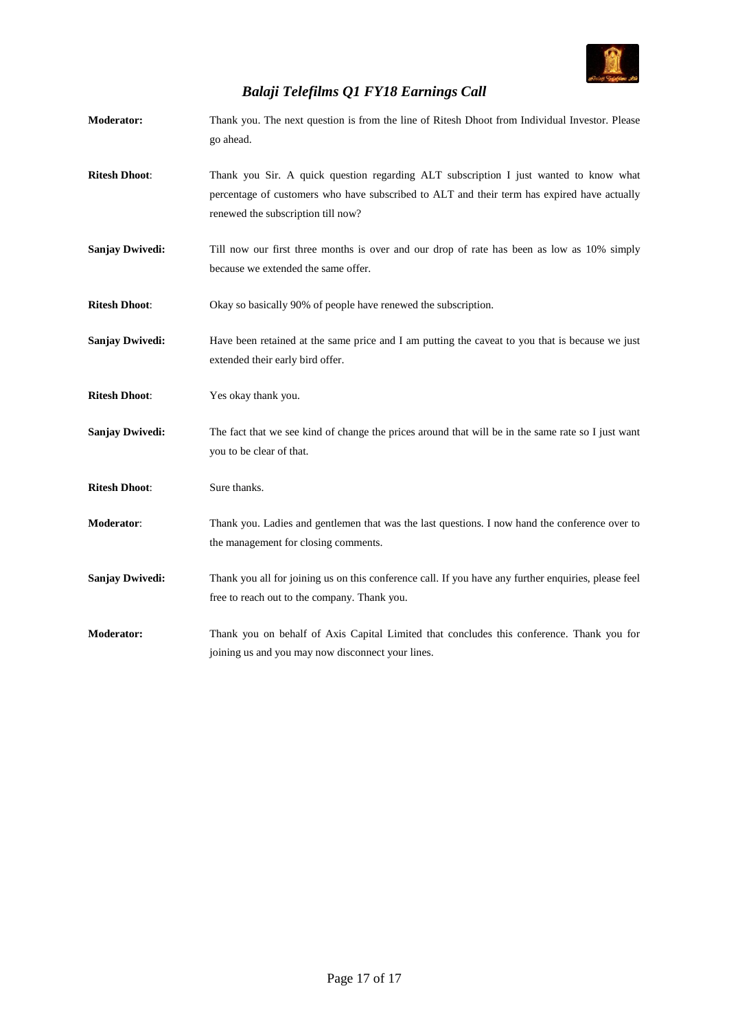**Moderator:** Thank you. The next question is from the line of Ritesh Dhoot from Individual Investor. Please go ahead.

**Ritesh Dhoot**: Thank you Sir. A quick question regarding ALT subscription I just wanted to know what percentage of customers who have subscribed to ALT and their term has expired have actually renewed the subscription till now?

**Sanjay Dwivedi:** Till now our first three months is over and our drop of rate has been as low as 10% simply because we extended the same offer.

**Ritesh Dhoot**: Okay so basically 90% of people have renewed the subscription.

**Sanjay Dwivedi:** Have been retained at the same price and I am putting the caveat to you that is because we just extended their early bird offer.

**Ritesh Dhoot**: Yes okay thank you.

**Sanjay Dwivedi:** The fact that we see kind of change the prices around that will be in the same rate so I just want you to be clear of that.

**Ritesh Dhoot**: Sure thanks.

**Moderator**: Thank you. Ladies and gentlemen that was the last questions. I now hand the conference over to the management for closing comments.

**Sanjay Dwivedi:** Thank you all for joining us on this conference call. If you have any further enquiries, please feel free to reach out to the company. Thank you.

**Moderator:** Thank you on behalf of Axis Capital Limited that concludes this conference. Thank you for joining us and you may now disconnect your lines.